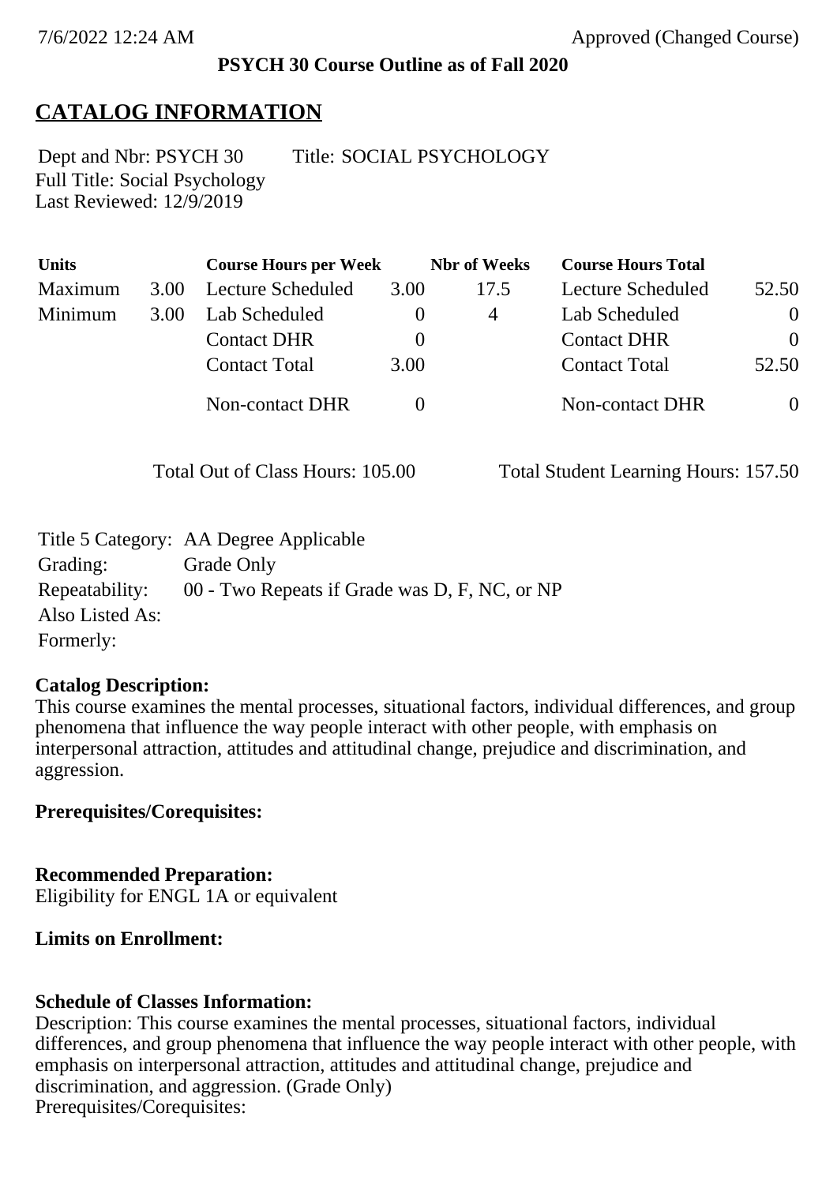**PSYCH 30 Course Outline as of Fall 2020**

## CATALOG INFORMATION

Dept and Nbr: PSYCH 30 Title: SOCIAL PSYCHOLOGY
Full Title: Social Psychology
Last Reviewed: 12/9/2019

| Units | | Course Hours per Week | | Nbr of Weeks | Course Hours Total | |
|---|---|---|---|---|---|---|
| Maximum | 3.00 | Lecture Scheduled | 3.00 | 17.5 | Lecture Scheduled | 52.50 |
| Minimum | 3.00 | Lab Scheduled | 0 | 4 | Lab Scheduled | 0 |
| | | Contact DHR | 0 | | Contact DHR | 0 |
| | | Contact Total | 3.00 | | Contact Total | 52.50 |
| | | Non-contact DHR | 0 | | Non-contact DHR | 0 |

Total Out of Class Hours: 105.00 Total Student Learning Hours: 157.50

Title 5 Category: AA Degree Applicable
Grading: Grade Only
Repeatability: 00 - Two Repeats if Grade was D, F, NC, or NP
Also Listed As:
Formerly:

**Catalog Description:**
This course examines the mental processes, situational factors, individual differences, and group phenomena that influence the way people interact with other people, with emphasis on interpersonal attraction, attitudes and attitudinal change, prejudice and discrimination, and aggression.

**Prerequisites/Corequisites:**

**Recommended Preparation:**
Eligibility for ENGL 1A or equivalent

**Limits on Enrollment:**

**Schedule of Classes Information:**
Description: This course examines the mental processes, situational factors, individual differences, and group phenomena that influence the way people interact with other people, with emphasis on interpersonal attraction, attitudes and attitudinal change, prejudice and discrimination, and aggression. (Grade Only)
Prerequisites/Corequisites: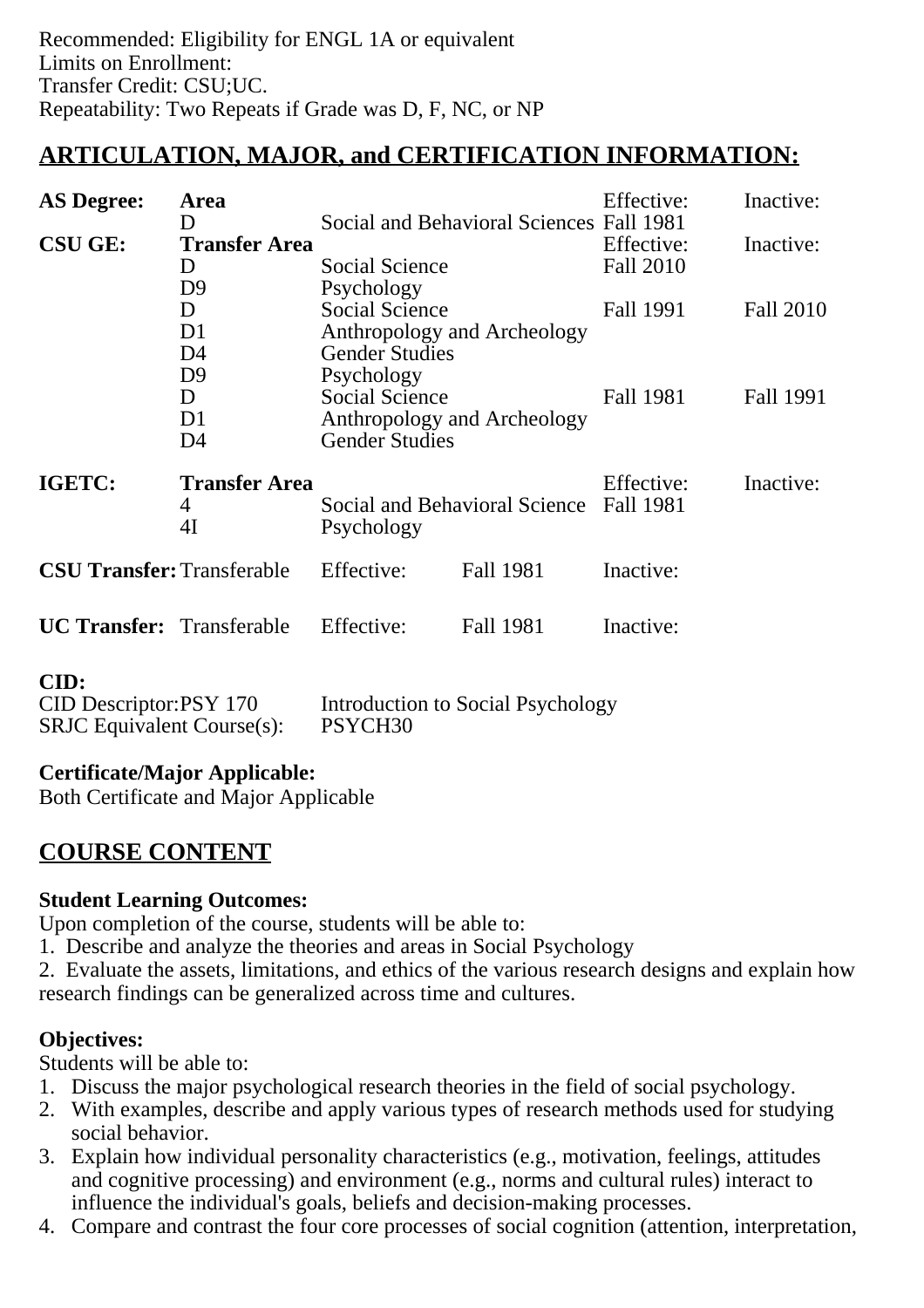Recommended: Eligibility for ENGL 1A or equivalent
Limits on Enrollment:
Transfer Credit: CSU;UC.
Repeatability: Two Repeats if Grade was D, F, NC, or NP

## ARTICULATION, MAJOR, and CERTIFICATION INFORMATION:

| | | | Effective: | Inactive: |
|---|---|---|---|---|
| **AS Degree:** | **Area** | | Effective: | Inactive: |
| | D | Social and Behavioral Sciences | Fall 1981 | |
| **CSU GE:** | **Transfer Area** | | Effective: | Inactive: |
| | D | Social Science | Fall 2010 | |
| | D9 | Psychology | | |
| | D | Social Science | Fall 1991 | Fall 2010 |
| | D1 | Anthropology and Archeology | | |
| | D4 | Gender Studies | | |
| | D9 | Psychology | | |
| | D | Social Science | Fall 1981 | Fall 1991 |
| | D1 | Anthropology and Archeology | | |
| | D4 | Gender Studies | | |
| **IGETC:** | **Transfer Area** | | Effective: | Inactive: |
| | 4 | Social and Behavioral Science | Fall 1981 | |
| | 4I | Psychology | | |

**CSU Transfer:** Transferable Effective: Fall 1981 Inactive:

**UC Transfer:** Transferable Effective: Fall 1981 Inactive:

**CID:**
CID Descriptor: PSY 170 Introduction to Social Psychology
SRJC Equivalent Course(s): PSYCH30

**Certificate/Major Applicable:**
Both Certificate and Major Applicable

## COURSE CONTENT

**Student Learning Outcomes:**
Upon completion of the course, students will be able to:
1. Describe and analyze the theories and areas in Social Psychology
2. Evaluate the assets, limitations, and ethics of the various research designs and explain how research findings can be generalized across time and cultures.

**Objectives:**
Students will be able to:
1. Discuss the major psychological research theories in the field of social psychology.
2. With examples, describe and apply various types of research methods used for studying social behavior.
3. Explain how individual personality characteristics (e.g., motivation, feelings, attitudes and cognitive processing) and environment (e.g., norms and cultural rules) interact to influence the individual's goals, beliefs and decision-making processes.
4. Compare and contrast the four core processes of social cognition (attention, interpretation,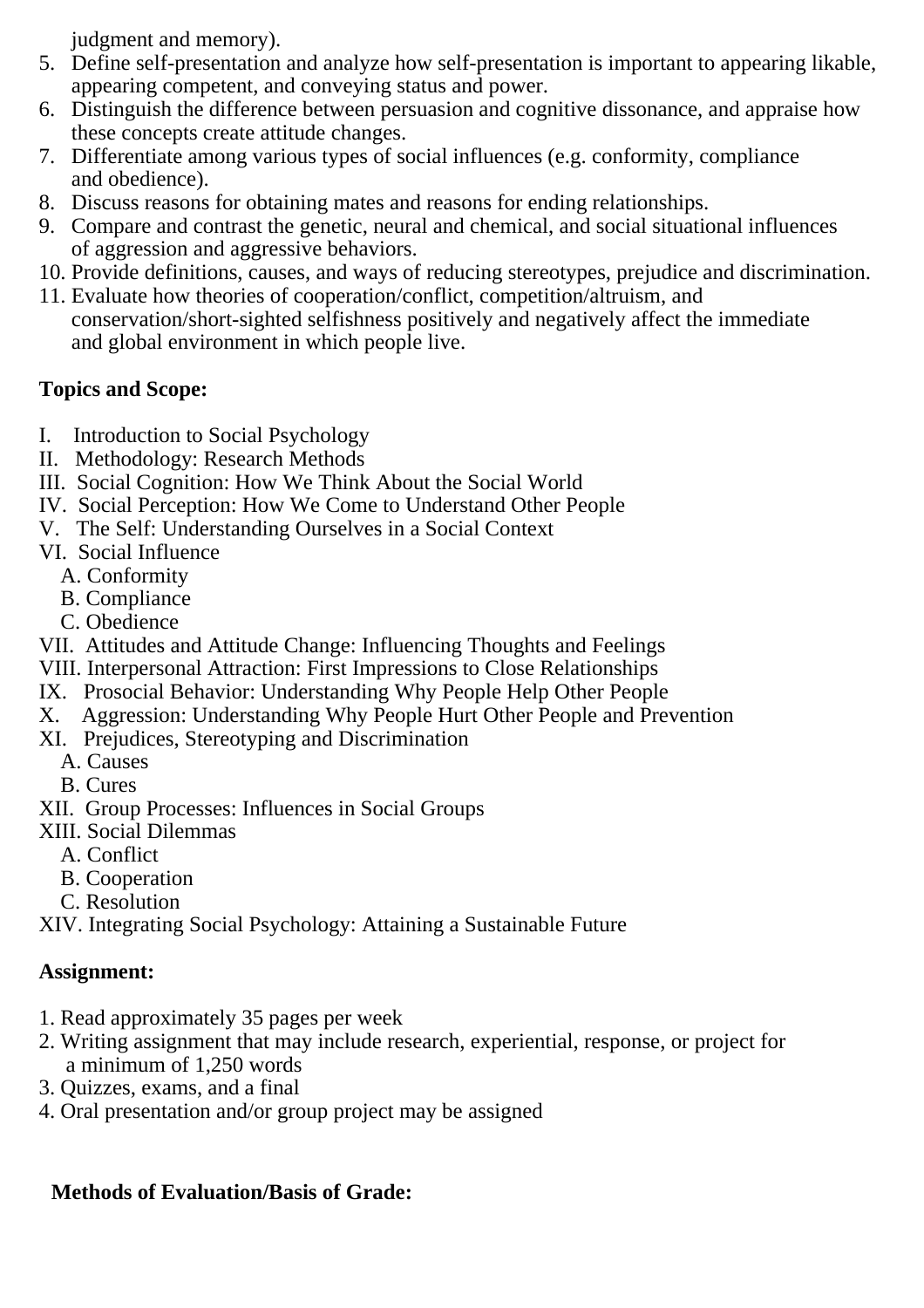judgment and memory).

5. Define self-presentation and analyze how self-presentation is important to appearing likable, appearing competent, and conveying status and power.
6. Distinguish the difference between persuasion and cognitive dissonance, and appraise how these concepts create attitude changes.
7. Differentiate among various types of social influences (e.g. conformity, compliance and obedience).
8. Discuss reasons for obtaining mates and reasons for ending relationships.
9. Compare and contrast the genetic, neural and chemical, and social situational influences of aggression and aggressive behaviors.
10. Provide definitions, causes, and ways of reducing stereotypes, prejudice and discrimination.
11. Evaluate how theories of cooperation/conflict, competition/altruism, and conservation/short-sighted selfishness positively and negatively affect the immediate and global environment in which people live.

**Topics and Scope:**

I. Introduction to Social Psychology
II. Methodology: Research Methods
III. Social Cognition: How We Think About the Social World
IV. Social Perception: How We Come to Understand Other People
V. The Self: Understanding Ourselves in a Social Context
VI. Social Influence
  A. Conformity
  B. Compliance
  C. Obedience
VII. Attitudes and Attitude Change: Influencing Thoughts and Feelings
VIII. Interpersonal Attraction: First Impressions to Close Relationships
IX. Prosocial Behavior: Understanding Why People Help Other People
X. Aggression: Understanding Why People Hurt Other People and Prevention
XI. Prejudices, Stereotyping and Discrimination
  A. Causes
  B. Cures
XII. Group Processes: Influences in Social Groups
XIII. Social Dilemmas
  A. Conflict
  B. Cooperation
  C. Resolution
XIV. Integrating Social Psychology: Attaining a Sustainable Future

**Assignment:**

1. Read approximately 35 pages per week
2. Writing assignment that may include research, experiential, response, or project for a minimum of 1,250 words
3. Quizzes, exams, and a final
4. Oral presentation and/or group project may be assigned

**Methods of Evaluation/Basis of Grade:**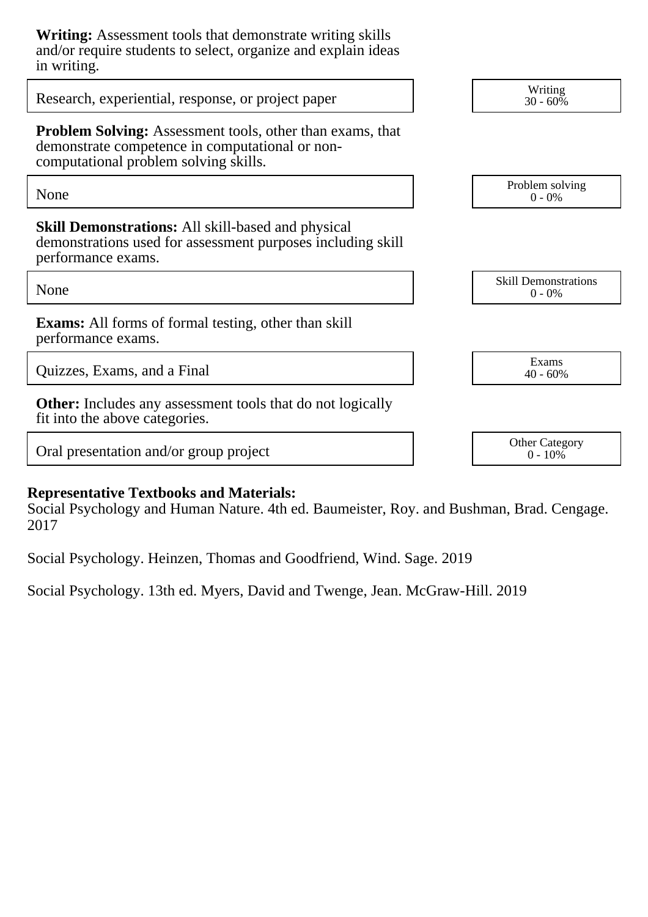**Writing:** Assessment tools that demonstrate writing skills and/or require students to select, organize and explain ideas in writing.

| | |
|---|---|
| Research, experiential, response, or project paper | Writing<br>30 - 60% |

**Problem Solving:** Assessment tools, other than exams, that demonstrate competence in computational or non-computational problem solving skills.

| | |
|---|---|
| None | Problem solving<br>0 - 0% |

**Skill Demonstrations:** All skill-based and physical demonstrations used for assessment purposes including skill performance exams.

| | |
|---|---|
| None | Skill Demonstrations<br>0 - 0% |

**Exams:** All forms of formal testing, other than skill performance exams.

| | |
|---|---|
| Quizzes, Exams, and a Final | Exams<br>40 - 60% |

**Other:** Includes any assessment tools that do not logically fit into the above categories.

| | |
|---|---|
| Oral presentation and/or group project | Other Category<br>0 - 10% |

**Representative Textbooks and Materials:**

Social Psychology and Human Nature. 4th ed. Baumeister, Roy. and Bushman, Brad. Cengage. 2017

Social Psychology. Heinzen, Thomas and Goodfriend, Wind. Sage. 2019

Social Psychology. 13th ed. Myers, David and Twenge, Jean. McGraw-Hill. 2019